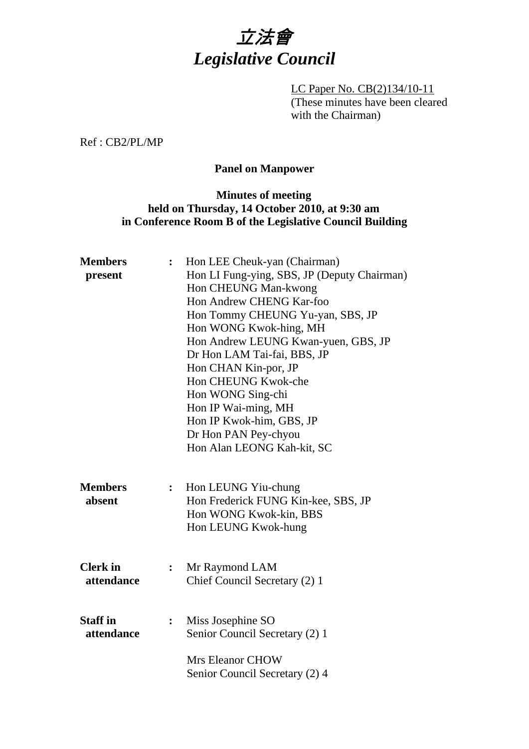# *立法會*
# *Legislative Council*

LC Paper No. CB(2)134/10-11
(These minutes have been cleared with the Chairman)

Ref : CB2/PL/MP

**Panel on Manpower**

**Minutes of meeting**
**held on Thursday, 14 October 2010, at 9:30 am**
**in Conference Room B of the Legislative Council Building**

**Members present** :
Hon LEE Cheuk-yan (Chairman)
Hon LI Fung-ying, SBS, JP (Deputy Chairman)
Hon CHEUNG Man-kwong
Hon Andrew CHENG Kar-foo
Hon Tommy CHEUNG Yu-yan, SBS, JP
Hon WONG Kwok-hing, MH
Hon Andrew LEUNG Kwan-yuen, GBS, JP
Dr Hon LAM Tai-fai, BBS, JP
Hon CHAN Kin-por, JP
Hon CHEUNG Kwok-che
Hon WONG Sing-chi
Hon IP Wai-ming, MH
Hon IP Kwok-him, GBS, JP
Dr Hon PAN Pey-chyou
Hon Alan LEONG Kah-kit, SC

**Members absent** :
Hon LEUNG Yiu-chung
Hon Frederick FUNG Kin-kee, SBS, JP
Hon WONG Kwok-kin, BBS
Hon LEUNG Kwok-hung

**Clerk in attendance** :
Mr Raymond LAM
Chief Council Secretary (2) 1

**Staff in attendance** :
Miss Josephine SO
Senior Council Secretary (2) 1

Mrs Eleanor CHOW
Senior Council Secretary (2) 4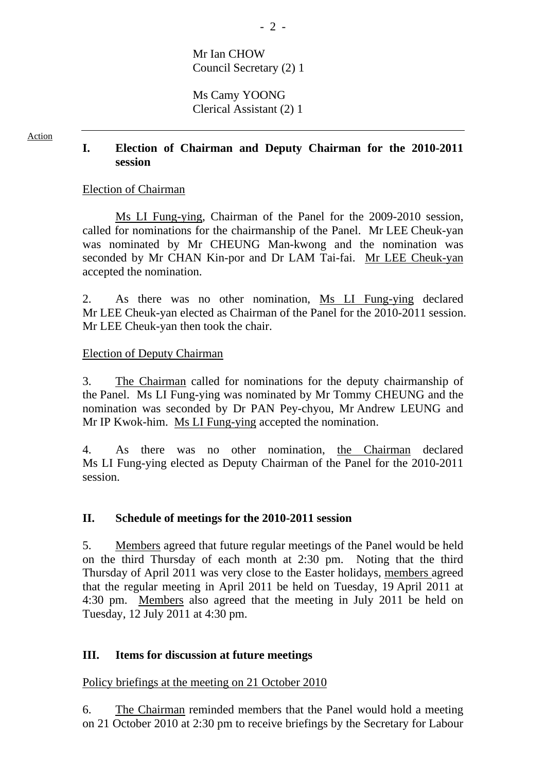Mr Ian CHOW
Council Secretary (2) 1

Ms Camy YOONG
Clerical Assistant (2) 1

Action

## I. Election of Chairman and Deputy Chairman for the 2010-2011 session

Election of Chairman

Ms LI Fung-ying, Chairman of the Panel for the 2009-2010 session, called for nominations for the chairmanship of the Panel. Mr LEE Cheuk-yan was nominated by Mr CHEUNG Man-kwong and the nomination was seconded by Mr CHAN Kin-por and Dr LAM Tai-fai. Mr LEE Cheuk-yan accepted the nomination.

2. As there was no other nomination, Ms LI Fung-ying declared Mr LEE Cheuk-yan elected as Chairman of the Panel for the 2010-2011 session. Mr LEE Cheuk-yan then took the chair.

Election of Deputy Chairman

3. The Chairman called for nominations for the deputy chairmanship of the Panel. Ms LI Fung-ying was nominated by Mr Tommy CHEUNG and the nomination was seconded by Dr PAN Pey-chyou, Mr Andrew LEUNG and Mr IP Kwok-him. Ms LI Fung-ying accepted the nomination.

4. As there was no other nomination, the Chairman declared Ms LI Fung-ying elected as Deputy Chairman of the Panel for the 2010-2011 session.

## II. Schedule of meetings for the 2010-2011 session

5. Members agreed that future regular meetings of the Panel would be held on the third Thursday of each month at 2:30 pm. Noting that the third Thursday of April 2011 was very close to the Easter holidays, members agreed that the regular meeting in April 2011 be held on Tuesday, 19 April 2011 at 4:30 pm. Members also agreed that the meeting in July 2011 be held on Tuesday, 12 July 2011 at 4:30 pm.

## III. Items for discussion at future meetings

Policy briefings at the meeting on 21 October 2010

6. The Chairman reminded members that the Panel would hold a meeting on 21 October 2010 at 2:30 pm to receive briefings by the Secretary for Labour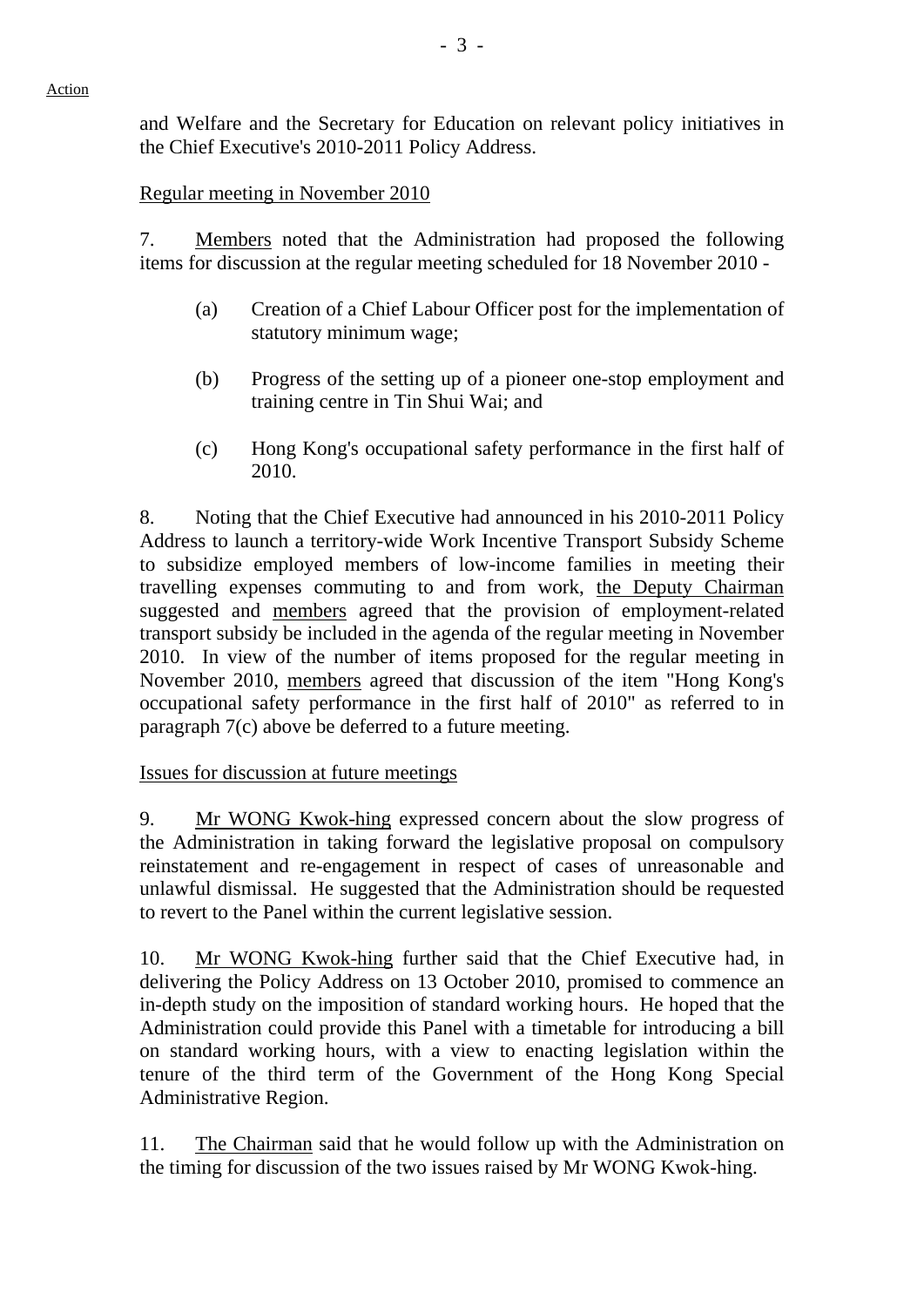Action

and Welfare and the Secretary for Education on relevant policy initiatives in the Chief Executive's 2010-2011 Policy Address.

Regular meeting in November 2010

7. Members noted that the Administration had proposed the following items for discussion at the regular meeting scheduled for 18 November 2010 -

(a) Creation of a Chief Labour Officer post for the implementation of statutory minimum wage;

(b) Progress of the setting up of a pioneer one-stop employment and training centre in Tin Shui Wai; and

(c) Hong Kong's occupational safety performance in the first half of 2010.

8. Noting that the Chief Executive had announced in his 2010-2011 Policy Address to launch a territory-wide Work Incentive Transport Subsidy Scheme to subsidize employed members of low-income families in meeting their travelling expenses commuting to and from work, the Deputy Chairman suggested and members agreed that the provision of employment-related transport subsidy be included in the agenda of the regular meeting in November 2010. In view of the number of items proposed for the regular meeting in November 2010, members agreed that discussion of the item "Hong Kong's occupational safety performance in the first half of 2010" as referred to in paragraph 7(c) above be deferred to a future meeting.

Issues for discussion at future meetings

9. Mr WONG Kwok-hing expressed concern about the slow progress of the Administration in taking forward the legislative proposal on compulsory reinstatement and re-engagement in respect of cases of unreasonable and unlawful dismissal. He suggested that the Administration should be requested to revert to the Panel within the current legislative session.

10. Mr WONG Kwok-hing further said that the Chief Executive had, in delivering the Policy Address on 13 October 2010, promised to commence an in-depth study on the imposition of standard working hours. He hoped that the Administration could provide this Panel with a timetable for introducing a bill on standard working hours, with a view to enacting legislation within the tenure of the third term of the Government of the Hong Kong Special Administrative Region.

11. The Chairman said that he would follow up with the Administration on the timing for discussion of the two issues raised by Mr WONG Kwok-hing.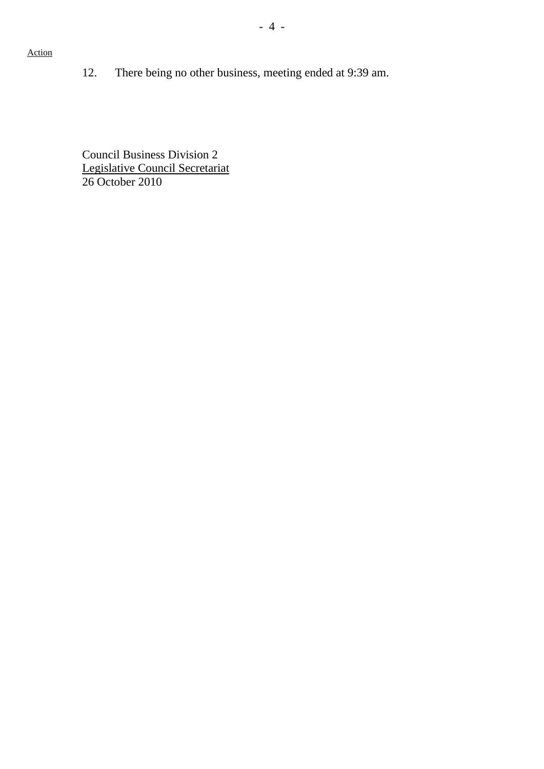Action

12. There being no other business, meeting ended at 9:39 am.

Council Business Division 2
Legislative Council Secretariat
26 October 2010